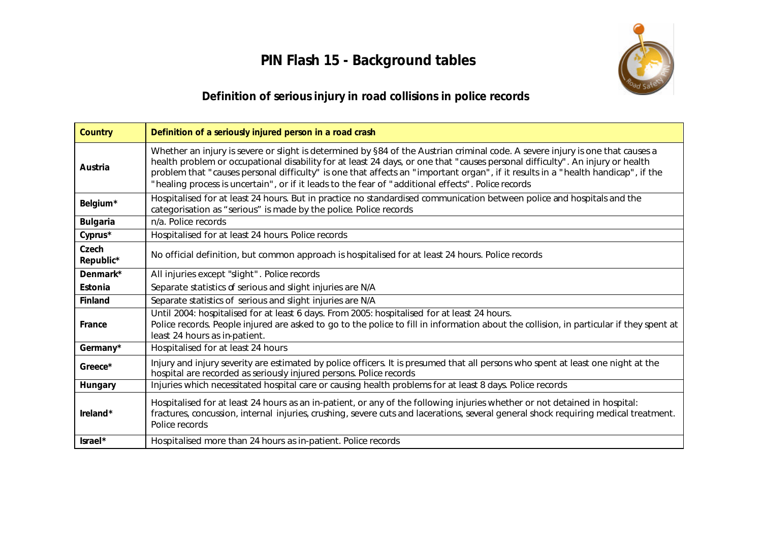# PIN Flash 15 - Background tables

## Definition of serious injury in road collisions in police records

| Country | Definition of a seriously injured person in a road crash |
|---|---|
| Austria | Whether an injury is severe or slight is determined by §84 of the Austrian criminal code. A severe injury is one that causes a health problem or occupational disability for at least 24 days, or one that "causes personal difficulty". An injury or health problem that "causes personal difficulty" is one that affects an "important organ", if it results in a "health handicap", if the "healing process is uncertain", or if it leads to the fear of "additional effects". Police records |
| Belgium* | Hospitalised for at least 24 hours. But in practice no standardised communication between police and hospitals and the categorisation as "serious" is made by the police. Police records |
| Bulgaria | n/a. Police records |
| Cyprus* | Hospitalised for at least 24 hours. Police records |
| Czech Republic* | No official definition, but common approach is hospitalised for at least 24 hours. Police records |
| Denmark* | All injuries except "slight". Police records |
| Estonia | Separate statistics of serious and slight injuries are N/A |
| Finland | Separate statistics of serious and slight injuries are N/A |
| France | Until 2004: hospitalised for at least 6 days. From 2005: hospitalised for at least 24 hours.<br>Police records. People injured are asked to go to the police to fill in information about the collision, in particular if they spent at least 24 hours as in-patient. |
| Germany* | Hospitalised for at least 24 hours |
| Greece* | Injury and injury severity are estimated by police officers. It is presumed that all persons who spent at least one night at the hospital are recorded as seriously injured persons. Police records |
| Hungary | Injuries which necessitated hospital care or causing health problems for at least 8 days. Police records |
| Ireland* | Hospitalised for at least 24 hours as an in-patient, or any of the following injuries whether or not detained in hospital: fractures, concussion, internal injuries, crushing, severe cuts and lacerations, several general shock requiring medical treatment. Police records |
| Israel* | Hospitalised more than 24 hours as in-patient. Police records |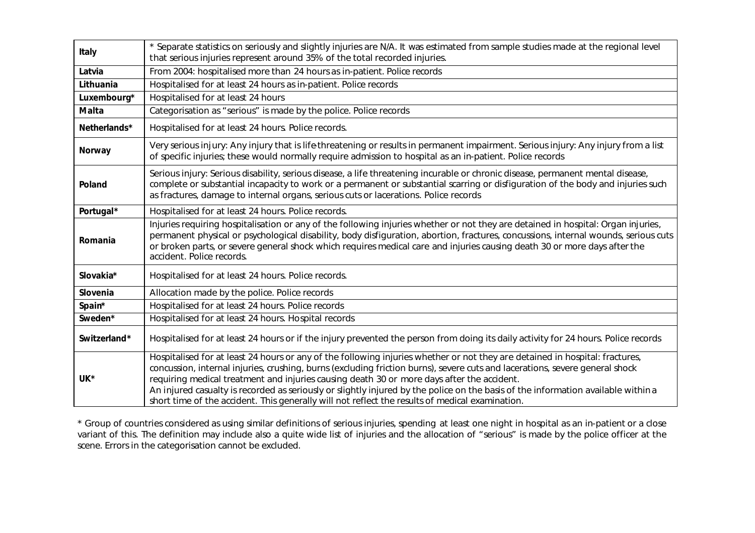| | |
|---|---|
| **Italy** | * Separate statistics on seriously and slightly injuries are N/A. It was estimated from sample studies made at the regional level that serious injuries represent around 35% of the total recorded injuries. |
| **Latvia** | From 2004: hospitalised more than 24 hours as in-patient. Police records |
| **Lithuania** | Hospitalised for at least 24 hours as in-patient. Police records |
| **Luxembourg*** | Hospitalised for at least 24 hours |
| **Malta** | Categorisation as "serious" is made by the police. Police records |
| **Netherlands*** | Hospitalised for at least 24 hours. Police records. |
| **Norway** | Very serious injury: Any injury that is life-threatening or results in permanent impairment. Serious injury: Any injury from a list of specific injuries; these would normally require admission to hospital as an in-patient. Police records |
| **Poland** | Serious injury: Serious disability, serious disease, a life threatening incurable or chronic disease, permanent mental disease, complete or substantial incapacity to work or a permanent or substantial scarring or disfiguration of the body and injuries such as fractures, damage to internal organs, serious cuts or lacerations. Police records |
| **Portugal*** | Hospitalised for at least 24 hours. Police records. |
| **Romania** | Injuries requiring hospitalisation or any of the following injuries whether or not they are detained in hospital: Organ injuries, permanent physical or psychological disability, body disfiguration, abortion, fractures, concussions, internal wounds, serious cuts or broken parts, or severe general shock which requires medical care and injuries causing death 30 or more days after the accident. Police records. |
| **Slovakia*** | Hospitalised for at least 24 hours. Police records. |
| **Slovenia** | Allocation made by the police. Police records |
| **Spain*** | Hospitalised for at least 24 hours. Police records |
| **Sweden*** | Hospitalised for at least 24 hours. Hospital records |
| **Switzerland*** | Hospitalised for at least 24 hours or if the injury prevented the person from doing its daily activity for 24 hours. Police records |
| **UK*** | Hospitalised for at least 24 hours or any of the following injuries whether or not they are detained in hospital: fractures, concussion, internal injuries, crushing, burns (excluding friction burns), severe cuts and lacerations, severe general shock requiring medical treatment and injuries causing death 30 or more days after the accident. An injured casualty is recorded as seriously or slightly injured by the police on the basis of the information available within a short time of the accident. This generally will not reflect the results of medical examination. |

* Group of countries considered as using similar definitions of serious injuries, spending at least one night in hospital as an in-patient or a close variant of this. The definition may include also a quite wide list of injuries and the allocation of "serious" is made by the police officer at the scene. Errors in the categorisation cannot be excluded.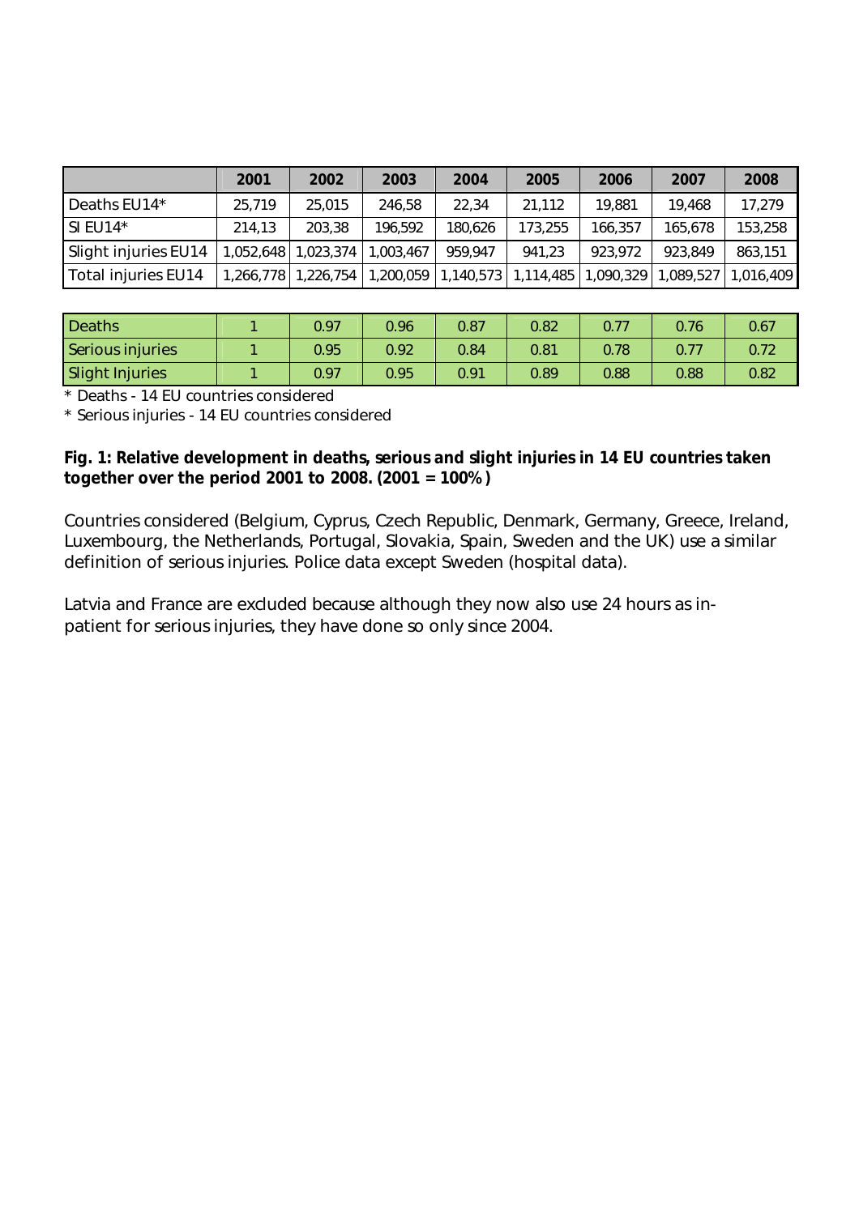| | 2001 | 2002 | 2003 | 2004 | 2005 | 2006 | 2007 | 2008 |
|---|---|---|---|---|---|---|---|---|
| Deaths EU14* | 25,719 | 25,015 | 246,58 | 22,34 | 21,112 | 19,881 | 19,468 | 17,279 |
| SI EU14* | 214,13 | 203,38 | 196,592 | 180,626 | 173,255 | 166,357 | 165,678 | 153,258 |
| Slight injuries EU14 | 1,052,648 | 1,023,374 | 1,003,467 | 959,947 | 941,23 | 923,972 | 923,849 | 863,151 |
| Total injuries EU14 | 1,266,778 | 1,226,754 | 1,200,059 | 1,140,573 | 1,114,485 | 1,090,329 | 1,089,527 | 1,016,409 |

| | | | | | | | | |
|---|---|---|---|---|---|---|---|---|
| Deaths | 1 | 0.97 | 0.96 | 0.87 | 0.82 | 0.77 | 0.76 | 0.67 |
| Serious injuries | 1 | 0.95 | 0.92 | 0.84 | 0.81 | 0.78 | 0.77 | 0.72 |
| Slight Injuries | 1 | 0.97 | 0.95 | 0.91 | 0.89 | 0.88 | 0.88 | 0.82 |

* Deaths - 14 EU countries considered

* Serious injuries - 14 EU countries considered

**Fig. 1: Relative development in deaths, serious and slight injuries in 14 EU countries taken together over the period 2001 to 2008. (2001 = 100%)**

Countries considered (Belgium, Cyprus, Czech Republic, Denmark, Germany, Greece, Ireland, Luxembourg, the Netherlands, Portugal, Slovakia, Spain, Sweden and the UK) use a similar definition of serious injuries. Police data except Sweden (hospital data).

Latvia and France are excluded because although they now also use 24 hours as in-patient for serious injuries, they have done so only since 2004.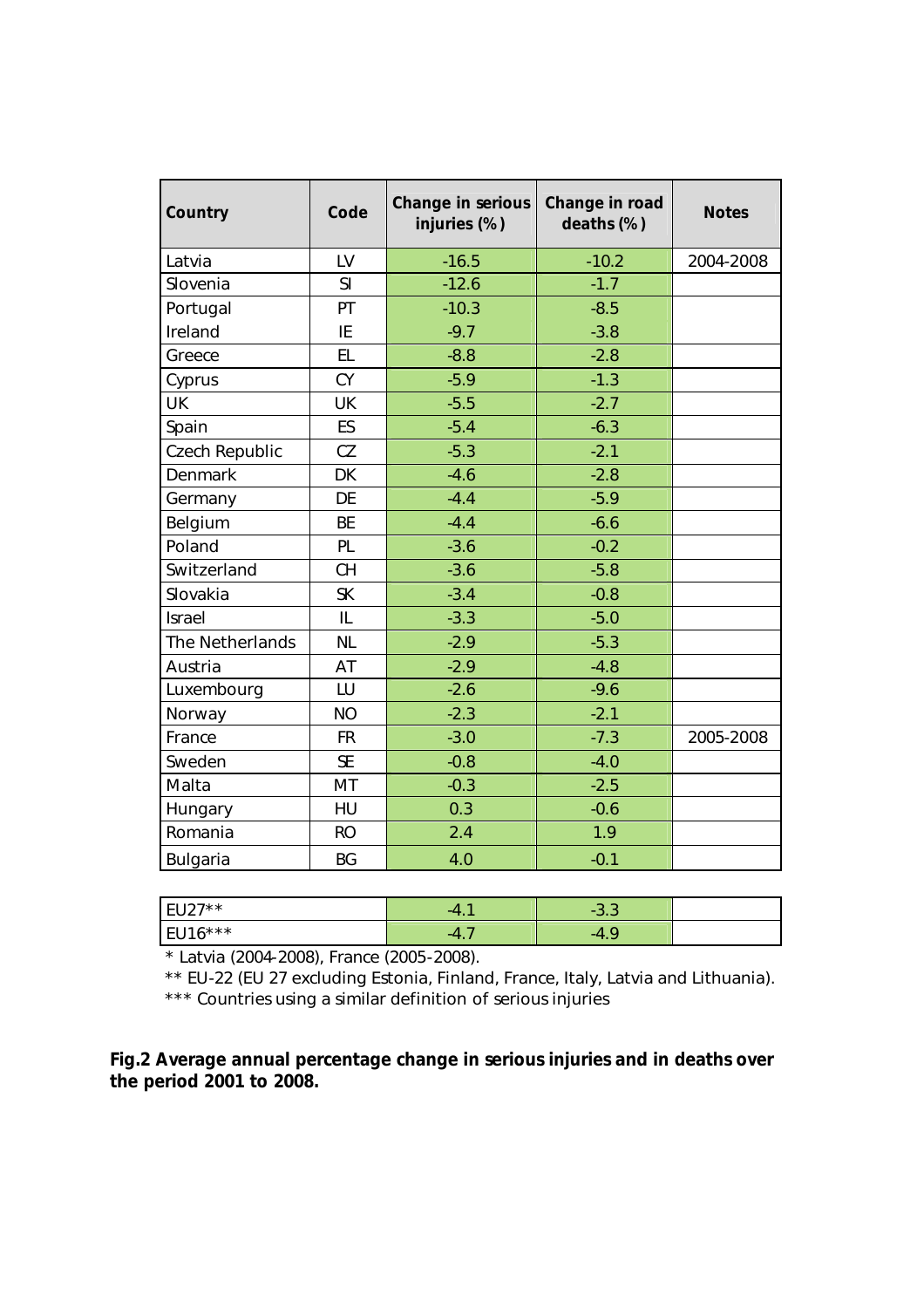| Country | Code | Change in serious injuries (%) | Change in road deaths (%) | Notes |
|---|---|---|---|---|
| Latvia | LV | -16.5 | -10.2 | 2004-2008 |
| Slovenia | SI | -12.6 | -1.7 | |
| Portugal | PT | -10.3 | -8.5 | |
| Ireland | IE | -9.7 | -3.8 | |
| Greece | EL | -8.8 | -2.8 | |
| Cyprus | CY | -5.9 | -1.3 | |
| UK | UK | -5.5 | -2.7 | |
| Spain | ES | -5.4 | -6.3 | |
| Czech Republic | CZ | -5.3 | -2.1 | |
| Denmark | DK | -4.6 | -2.8 | |
| Germany | DE | -4.4 | -5.9 | |
| Belgium | BE | -4.4 | -6.6 | |
| Poland | PL | -3.6 | -0.2 | |
| Switzerland | CH | -3.6 | -5.8 | |
| Slovakia | SK | -3.4 | -0.8 | |
| Israel | IL | -3.3 | -5.0 | |
| The Netherlands | NL | -2.9 | -5.3 | |
| Austria | AT | -2.9 | -4.8 | |
| Luxembourg | LU | -2.6 | -9.6 | |
| Norway | NO | -2.3 | -2.1 | |
| France | FR | -3.0 | -7.3 | 2005-2008 |
| Sweden | SE | -0.8 | -4.0 | |
| Malta | MT | -0.3 | -2.5 | |
| Hungary | HU | 0.3 | -0.6 | |
| Romania | RO | 2.4 | 1.9 | |
| Bulgaria | BG | 4.0 | -0.1 | |

| | Change in serious injuries (%) | Change in road deaths (%) | Notes |
|---|---|---|---|
| EU27** | -4.1 | -3.3 | |
| EU16*** | -4.7 | -4.9 | |

* Latvia (2004-2008), France (2005-2008).

** EU-22 (EU 27 excluding Estonia, Finland, France, Italy, Latvia and Lithuania).

*** Countries using a similar definition of serious injuries

**Fig.2 Average annual percentage change in serious injuries and in deaths over the period 2001 to 2008.**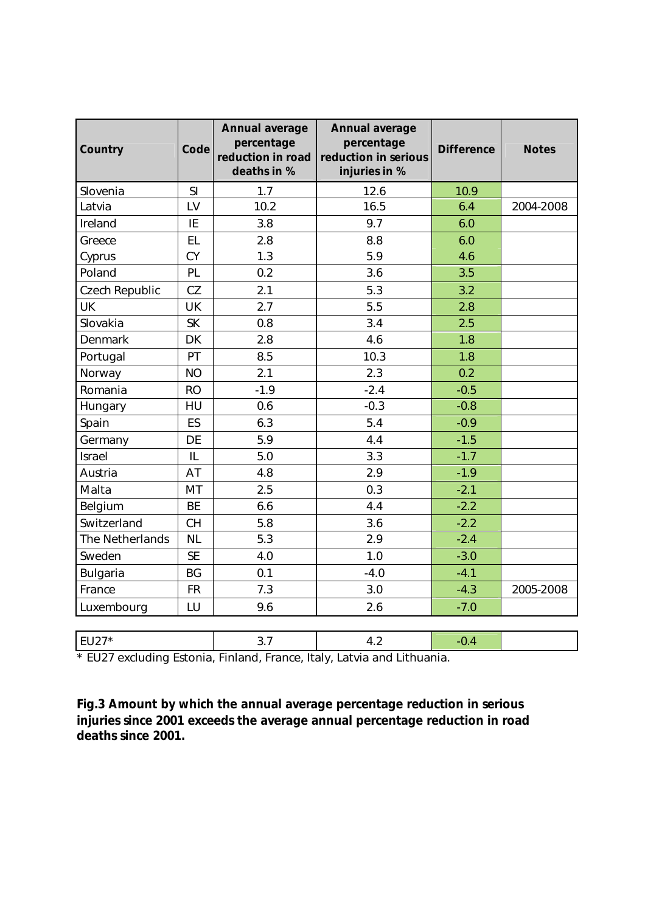| Country | Code | Annual average percentage reduction in road deaths in % | Annual average percentage reduction in serious injuries in % | Difference | Notes |
|---|---|---|---|---|---|
| Slovenia | SI | 1.7 | 12.6 | 10.9 | |
| Latvia | LV | 10.2 | 16.5 | 6.4 | 2004-2008 |
| Ireland | IE | 3.8 | 9.7 | 6.0 | |
| Greece | EL | 2.8 | 8.8 | 6.0 | |
| Cyprus | CY | 1.3 | 5.9 | 4.6 | |
| Poland | PL | 0.2 | 3.6 | 3.5 | |
| Czech Republic | CZ | 2.1 | 5.3 | 3.2 | |
| UK | UK | 2.7 | 5.5 | 2.8 | |
| Slovakia | SK | 0.8 | 3.4 | 2.5 | |
| Denmark | DK | 2.8 | 4.6 | 1.8 | |
| Portugal | PT | 8.5 | 10.3 | 1.8 | |
| Norway | NO | 2.1 | 2.3 | 0.2 | |
| Romania | RO | -1.9 | -2.4 | -0.5 | |
| Hungary | HU | 0.6 | -0.3 | -0.8 | |
| Spain | ES | 6.3 | 5.4 | -0.9 | |
| Germany | DE | 5.9 | 4.4 | -1.5 | |
| Israel | IL | 5.0 | 3.3 | -1.7 | |
| Austria | AT | 4.8 | 2.9 | -1.9 | |
| Malta | MT | 2.5 | 0.3 | -2.1 | |
| Belgium | BE | 6.6 | 4.4 | -2.2 | |
| Switzerland | CH | 5.8 | 3.6 | -2.2 | |
| The Netherlands | NL | 5.3 | 2.9 | -2.4 | |
| Sweden | SE | 4.0 | 1.0 | -3.0 | |
| Bulgaria | BG | 0.1 | -4.0 | -4.1 | |
| France | FR | 7.3 | 3.0 | -4.3 | 2005-2008 |
| Luxembourg | LU | 9.6 | 2.6 | -7.0 | |
| | | | | | |
| EU27* | | 3.7 | 4.2 | -0.4 | |

* EU27 excluding Estonia, Finland, France, Italy, Latvia and Lithuania.

**Fig.3 Amount by which the annual average percentage reduction in serious injuries since 2001 exceeds the average annual percentage reduction in road deaths since 2001.**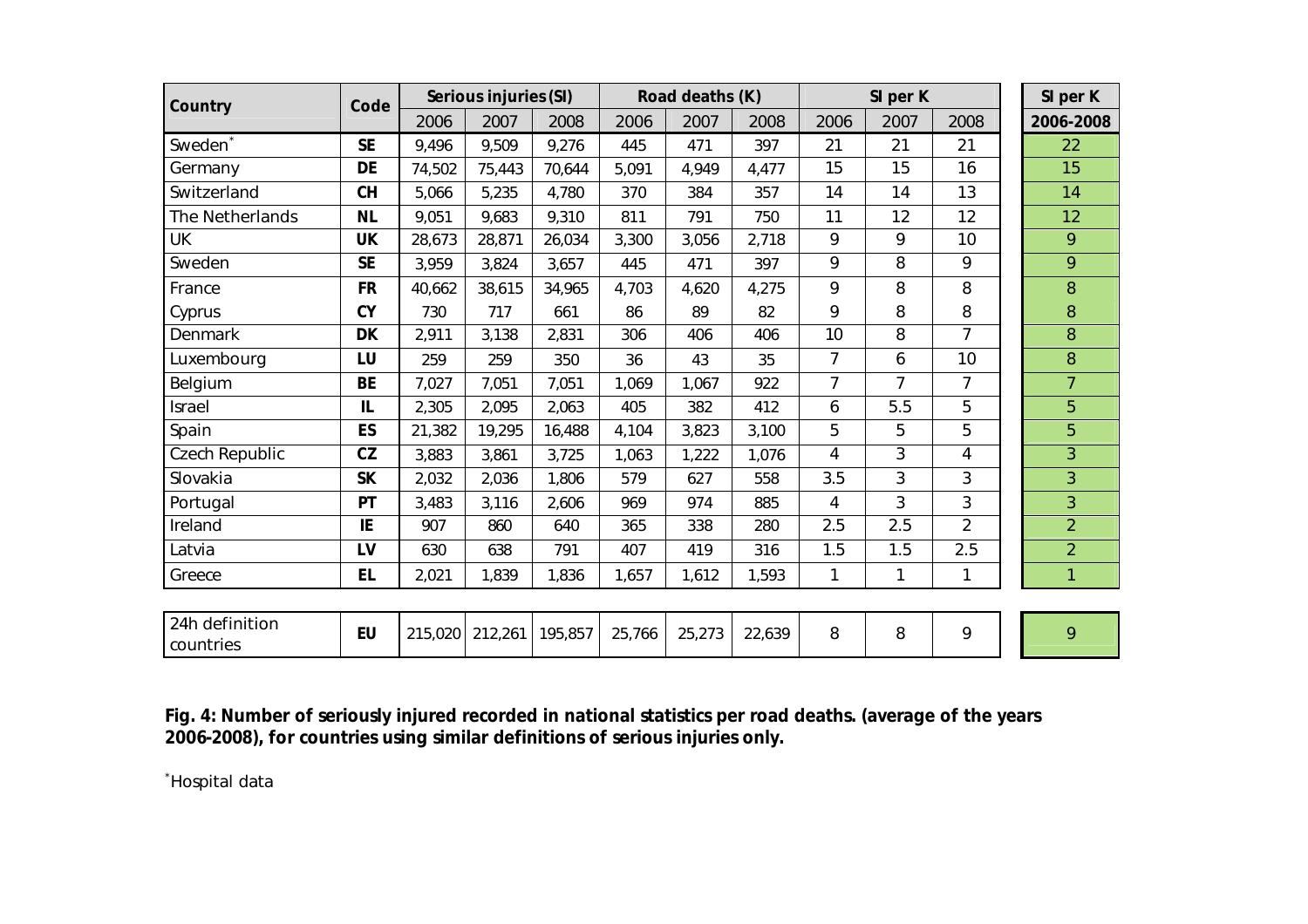| Country | Code | Serious injuries (SI) | | | Road deaths (K) | | | SI per K | | | SI per K |
|---|---|---|---|---|---|---|---|---|---|---|---|
| | | 2006 | 2007 | 2008 | 2006 | 2007 | 2008 | 2006 | 2007 | 2008 | 2006-2008 |
| Sweden* | SE | 9,496 | 9,509 | 9,276 | 445 | 471 | 397 | 21 | 21 | 21 | 22 |
| Germany | DE | 74,502 | 75,443 | 70,644 | 5,091 | 4,949 | 4,477 | 15 | 15 | 16 | 15 |
| Switzerland | CH | 5,066 | 5,235 | 4,780 | 370 | 384 | 357 | 14 | 14 | 13 | 14 |
| The Netherlands | NL | 9,051 | 9,683 | 9,310 | 811 | 791 | 750 | 11 | 12 | 12 | 12 |
| UK | UK | 28,673 | 28,871 | 26,034 | 3,300 | 3,056 | 2,718 | 9 | 9 | 10 | 9 |
| Sweden | SE | 3,959 | 3,824 | 3,657 | 445 | 471 | 397 | 9 | 8 | 9 | 9 |
| France | FR | 40,662 | 38,615 | 34,965 | 4,703 | 4,620 | 4,275 | 9 | 8 | 8 | 8 |
| Cyprus | CY | 730 | 717 | 661 | 86 | 89 | 82 | 9 | 8 | 8 | 8 |
| Denmark | DK | 2,911 | 3,138 | 2,831 | 306 | 406 | 406 | 10 | 8 | 7 | 8 |
| Luxembourg | LU | 259 | 259 | 350 | 36 | 43 | 35 | 7 | 6 | 10 | 8 |
| Belgium | BE | 7,027 | 7,051 | 7,051 | 1,069 | 1,067 | 922 | 7 | 7 | 7 | 7 |
| Israel | IL | 2,305 | 2,095 | 2,063 | 405 | 382 | 412 | 6 | 5.5 | 5 | 5 |
| Spain | ES | 21,382 | 19,295 | 16,488 | 4,104 | 3,823 | 3,100 | 5 | 5 | 5 | 5 |
| Czech Republic | CZ | 3,883 | 3,861 | 3,725 | 1,063 | 1,222 | 1,076 | 4 | 3 | 4 | 3 |
| Slovakia | SK | 2,032 | 2,036 | 1,806 | 579 | 627 | 558 | 3.5 | 3 | 3 | 3 |
| Portugal | PT | 3,483 | 3,116 | 2,606 | 969 | 974 | 885 | 4 | 3 | 3 | 3 |
| Ireland | IE | 907 | 860 | 640 | 365 | 338 | 280 | 2.5 | 2.5 | 2 | 2 |
| Latvia | LV | 630 | 638 | 791 | 407 | 419 | 316 | 1.5 | 1.5 | 2.5 | 2 |
| Greece | EL | 2,021 | 1,839 | 1,836 | 1,657 | 1,612 | 1,593 | 1 | 1 | 1 | 1 |
| 24h definition countries | EU | 215,020 | 212,261 | 195,857 | 25,766 | 25,273 | 22,639 | 8 | 8 | 9 | 9 |

**Fig. 4: Number of seriously injured recorded in national statistics per road deaths. (average of the years 2006-2008), for countries using similar definitions of serious injuries only.**

*Hospital data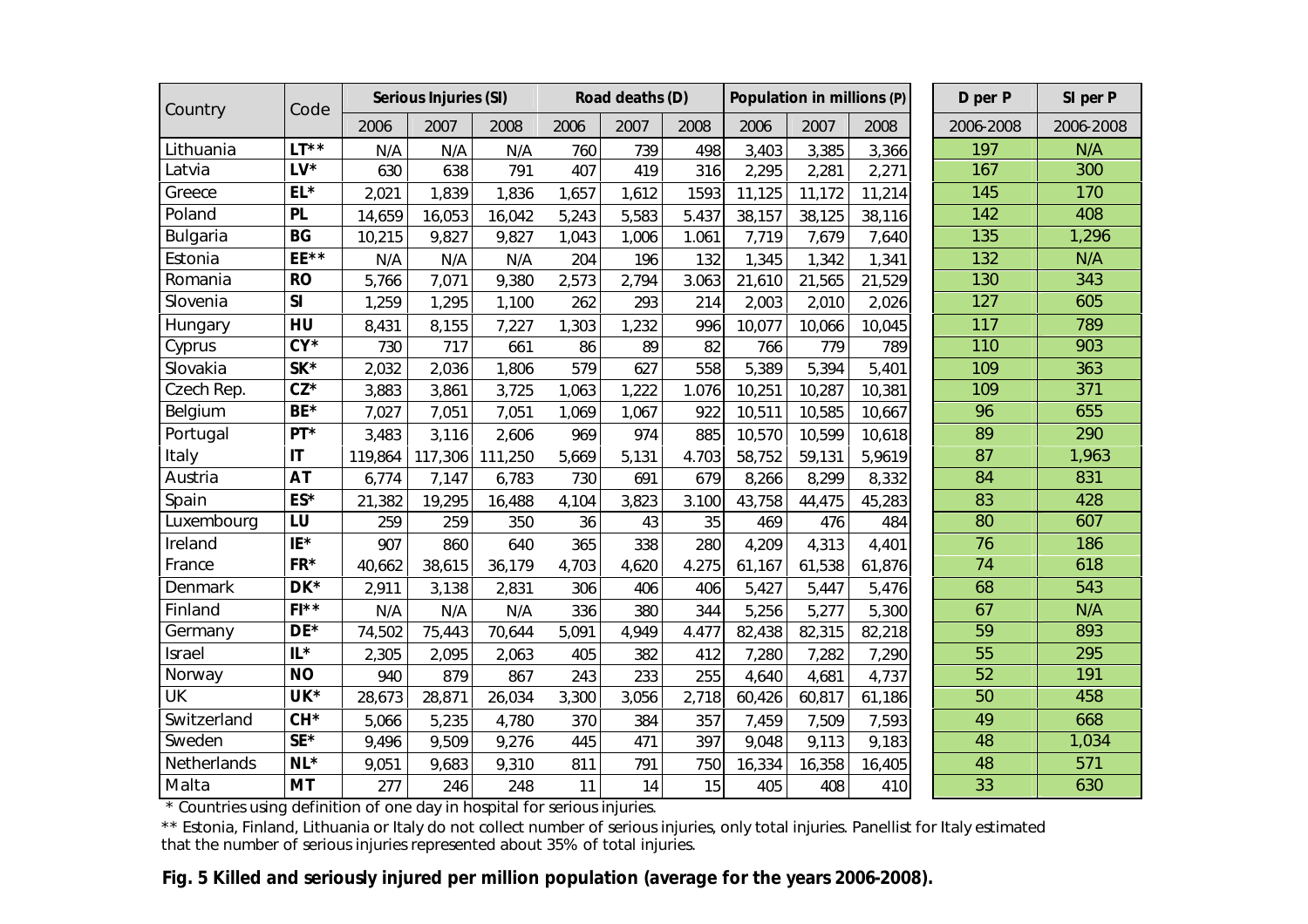| Country | Code | Serious Injuries (SI) | | | Road deaths (D) | | | Population in millions (P) | | | D per P | SI per P |
|---|---|---|---|---|---|---|---|---|---|---|---|---|
| | | 2006 | 2007 | 2008 | 2006 | 2007 | 2008 | 2006 | 2007 | 2008 | 2006-2008 | 2006-2008 |
| Lithuania | LT** | N/A | N/A | N/A | 760 | 739 | 498 | 3,403 | 3,385 | 3,366 | 197 | N/A |
| Latvia | LV* | 630 | 638 | 791 | 407 | 419 | 316 | 2,295 | 2,281 | 2,271 | 167 | 300 |
| Greece | EL* | 2,021 | 1,839 | 1,836 | 1,657 | 1,612 | 1593 | 11,125 | 11,172 | 11,214 | 145 | 170 |
| Poland | PL | 14,659 | 16,053 | 16,042 | 5,243 | 5,583 | 5.437 | 38,157 | 38,125 | 38,116 | 142 | 408 |
| Bulgaria | BG | 10,215 | 9,827 | 9,827 | 1,043 | 1,006 | 1.061 | 7,719 | 7,679 | 7,640 | 135 | 1,296 |
| Estonia | EE** | N/A | N/A | N/A | 204 | 196 | 132 | 1,345 | 1,342 | 1,341 | 132 | N/A |
| Romania | RO | 5,766 | 7,071 | 9,380 | 2,573 | 2,794 | 3.063 | 21,610 | 21,565 | 21,529 | 130 | 343 |
| Slovenia | SI | 1,259 | 1,295 | 1,100 | 262 | 293 | 214 | 2,003 | 2,010 | 2,026 | 127 | 605 |
| Hungary | HU | 8,431 | 8,155 | 7,227 | 1,303 | 1,232 | 996 | 10,077 | 10,066 | 10,045 | 117 | 789 |
| Cyprus | CY* | 730 | 717 | 661 | 86 | 89 | 82 | 766 | 779 | 789 | 110 | 903 |
| Slovakia | SK* | 2,032 | 2,036 | 1,806 | 579 | 627 | 558 | 5,389 | 5,394 | 5,401 | 109 | 363 |
| Czech Rep. | CZ* | 3,883 | 3,861 | 3,725 | 1,063 | 1,222 | 1.076 | 10,251 | 10,287 | 10,381 | 109 | 371 |
| Belgium | BE* | 7,027 | 7,051 | 7,051 | 1,069 | 1,067 | 922 | 10,511 | 10,585 | 10,667 | 96 | 655 |
| Portugal | PT* | 3,483 | 3,116 | 2,606 | 969 | 974 | 885 | 10,570 | 10,599 | 10,618 | 89 | 290 |
| Italy | IT | 119,864 | 117,306 | 111,250 | 5,669 | 5,131 | 4.703 | 58,752 | 59,131 | 5,9619 | 87 | 1,963 |
| Austria | AT | 6,774 | 7,147 | 6,783 | 730 | 691 | 679 | 8,266 | 8,299 | 8,332 | 84 | 831 |
| Spain | ES* | 21,382 | 19,295 | 16,488 | 4,104 | 3,823 | 3.100 | 43,758 | 44,475 | 45,283 | 83 | 428 |
| Luxembourg | LU | 259 | 259 | 350 | 36 | 43 | 35 | 469 | 476 | 484 | 80 | 607 |
| Ireland | IE* | 907 | 860 | 640 | 365 | 338 | 280 | 4,209 | 4,313 | 4,401 | 76 | 186 |
| France | FR* | 40,662 | 38,615 | 36,179 | 4,703 | 4,620 | 4.275 | 61,167 | 61,538 | 61,876 | 74 | 618 |
| Denmark | DK* | 2,911 | 3,138 | 2,831 | 306 | 406 | 406 | 5,427 | 5,447 | 5,476 | 68 | 543 |
| Finland | FI** | N/A | N/A | N/A | 336 | 380 | 344 | 5,256 | 5,277 | 5,300 | 67 | N/A |
| Germany | DE* | 74,502 | 75,443 | 70,644 | 5,091 | 4,949 | 4.477 | 82,438 | 82,315 | 82,218 | 59 | 893 |
| Israel | IL* | 2,305 | 2,095 | 2,063 | 405 | 382 | 412 | 7,280 | 7,282 | 7,290 | 55 | 295 |
| Norway | NO | 940 | 879 | 867 | 243 | 233 | 255 | 4,640 | 4,681 | 4,737 | 52 | 191 |
| UK | UK* | 28,673 | 28,871 | 26,034 | 3,300 | 3,056 | 2,718 | 60,426 | 60,817 | 61,186 | 50 | 458 |
| Switzerland | CH* | 5,066 | 5,235 | 4,780 | 370 | 384 | 357 | 7,459 | 7,509 | 7,593 | 49 | 668 |
| Sweden | SE* | 9,496 | 9,509 | 9,276 | 445 | 471 | 397 | 9,048 | 9,113 | 9,183 | 48 | 1,034 |
| Netherlands | NL* | 9,051 | 9,683 | 9,310 | 811 | 791 | 750 | 16,334 | 16,358 | 16,405 | 48 | 571 |
| Malta | MT | 277 | 246 | 248 | 11 | 14 | 15 | 405 | 408 | 410 | 33 | 630 |

\* Countries using definition of one day in hospital for serious injuries.

** Estonia, Finland, Lithuania or Italy do not collect number of serious injuries, only total injuries. Panellist for Italy estimated that the number of serious injuries represented about 35% of total injuries.

**Fig. 5 Killed and seriously injured per million population (average for the years 2006-2008).**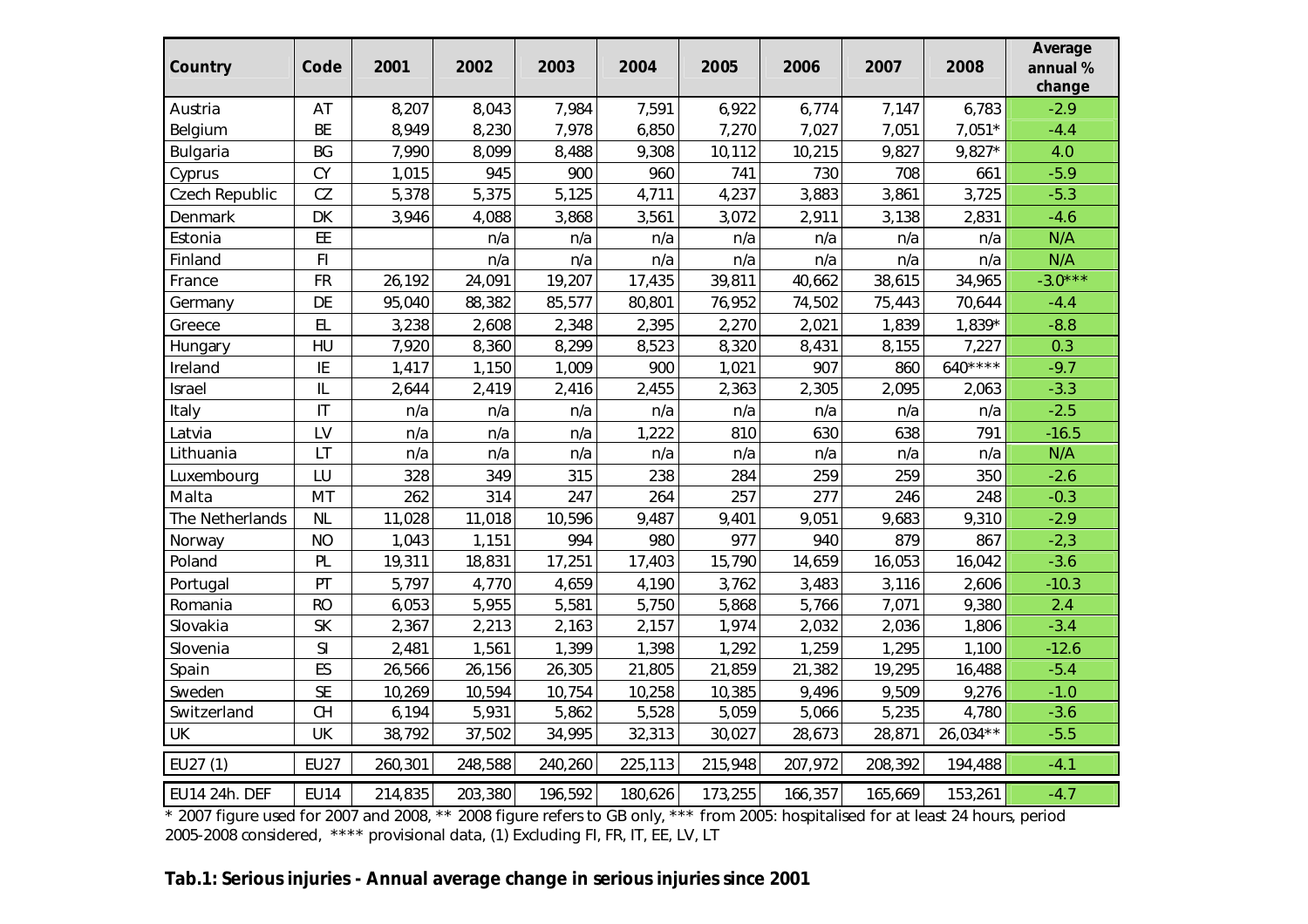| Country | Code | 2001 | 2002 | 2003 | 2004 | 2005 | 2006 | 2007 | 2008 | Average annual % change |
|---|---|---|---|---|---|---|---|---|---|---|
| Austria | AT | 8,207 | 8,043 | 7,984 | 7,591 | 6,922 | 6,774 | 7,147 | 6,783 | -2.9 |
| Belgium | BE | 8,949 | 8,230 | 7,978 | 6,850 | 7,270 | 7,027 | 7,051 | 7,051* | -4.4 |
| Bulgaria | BG | 7,990 | 8,099 | 8,488 | 9,308 | 10,112 | 10,215 | 9,827 | 9,827* | 4.0 |
| Cyprus | CY | 1,015 | 945 | 900 | 960 | 741 | 730 | 708 | 661 | -5.9 |
| Czech Republic | CZ | 5,378 | 5,375 | 5,125 | 4,711 | 4,237 | 3,883 | 3,861 | 3,725 | -5.3 |
| Denmark | DK | 3,946 | 4,088 | 3,868 | 3,561 | 3,072 | 2,911 | 3,138 | 2,831 | -4.6 |
| Estonia | EE | | n/a | n/a | n/a | n/a | n/a | n/a | n/a | N/A |
| Finland | FI | | n/a | n/a | n/a | n/a | n/a | n/a | n/a | N/A |
| France | FR | 26,192 | 24,091 | 19,207 | 17,435 | 39,811 | 40,662 | 38,615 | 34,965 | -3.0*** |
| Germany | DE | 95,040 | 88,382 | 85,577 | 80,801 | 76,952 | 74,502 | 75,443 | 70,644 | -4.4 |
| Greece | EL | 3,238 | 2,608 | 2,348 | 2,395 | 2,270 | 2,021 | 1,839 | 1,839* | -8.8 |
| Hungary | HU | 7,920 | 8,360 | 8,299 | 8,523 | 8,320 | 8,431 | 8,155 | 7,227 | 0.3 |
| Ireland | IE | 1,417 | 1,150 | 1,009 | 900 | 1,021 | 907 | 860 | 640**** | -9.7 |
| Israel | IL | 2,644 | 2,419 | 2,416 | 2,455 | 2,363 | 2,305 | 2,095 | 2,063 | -3.3 |
| Italy | IT | n/a | n/a | n/a | n/a | n/a | n/a | n/a | n/a | -2.5 |
| Latvia | LV | n/a | n/a | n/a | 1,222 | 810 | 630 | 638 | 791 | -16.5 |
| Lithuania | LT | n/a | n/a | n/a | n/a | n/a | n/a | n/a | n/a | N/A |
| Luxembourg | LU | 328 | 349 | 315 | 238 | 284 | 259 | 259 | 350 | -2.6 |
| Malta | MT | 262 | 314 | 247 | 264 | 257 | 277 | 246 | 248 | -0.3 |
| The Netherlands | NL | 11,028 | 11,018 | 10,596 | 9,487 | 9,401 | 9,051 | 9,683 | 9,310 | -2.9 |
| Norway | NO | 1,043 | 1,151 | 994 | 980 | 977 | 940 | 879 | 867 | -2,3 |
| Poland | PL | 19,311 | 18,831 | 17,251 | 17,403 | 15,790 | 14,659 | 16,053 | 16,042 | -3.6 |
| Portugal | PT | 5,797 | 4,770 | 4,659 | 4,190 | 3,762 | 3,483 | 3,116 | 2,606 | -10.3 |
| Romania | RO | 6,053 | 5,955 | 5,581 | 5,750 | 5,868 | 5,766 | 7,071 | 9,380 | 2.4 |
| Slovakia | SK | 2,367 | 2,213 | 2,163 | 2,157 | 1,974 | 2,032 | 2,036 | 1,806 | -3.4 |
| Slovenia | SI | 2,481 | 1,561 | 1,399 | 1,398 | 1,292 | 1,259 | 1,295 | 1,100 | -12.6 |
| Spain | ES | 26,566 | 26,156 | 26,305 | 21,805 | 21,859 | 21,382 | 19,295 | 16,488 | -5.4 |
| Sweden | SE | 10,269 | 10,594 | 10,754 | 10,258 | 10,385 | 9,496 | 9,509 | 9,276 | -1.0 |
| Switzerland | CH | 6,194 | 5,931 | 5,862 | 5,528 | 5,059 | 5,066 | 5,235 | 4,780 | -3.6 |
| UK | UK | 38,792 | 37,502 | 34,995 | 32,313 | 30,027 | 28,673 | 28,871 | 26,034** | -5.5 |
| EU27 (1) | EU27 | 260,301 | 248,588 | 240,260 | 225,113 | 215,948 | 207,972 | 208,392 | 194,488 | -4.1 |
| EU14 24h. DEF | EU14 | 214,835 | 203,380 | 196,592 | 180,626 | 173,255 | 166,357 | 165,669 | 153,261 | -4.7 |

* 2007 figure used for 2007 and 2008, ** 2008 figure refers to GB only, *** from 2005: hospitalised for at least 24 hours, period 2005-2008 considered, **** provisional data, (1) Excluding FI, FR, IT, EE, LV, LT

**Tab.1: Serious injuries - Annual average change in serious injuries since 2001**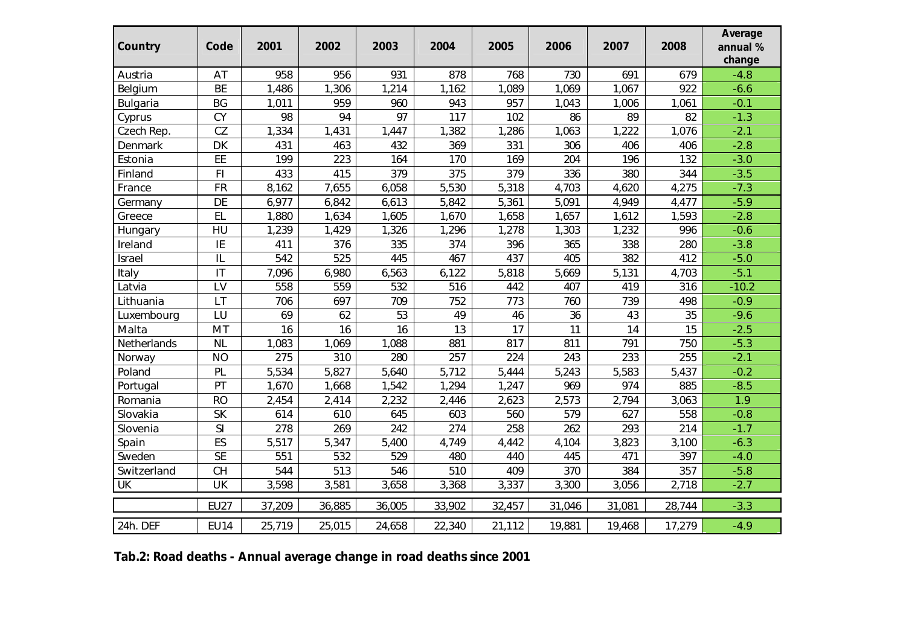| Country | Code | 2001 | 2002 | 2003 | 2004 | 2005 | 2006 | 2007 | 2008 | Average annual % change |
|---|---|---|---|---|---|---|---|---|---|---|
| Austria | AT | 958 | 956 | 931 | 878 | 768 | 730 | 691 | 679 | -4.8 |
| Belgium | BE | 1,486 | 1,306 | 1,214 | 1,162 | 1,089 | 1,069 | 1,067 | 922 | -6.6 |
| Bulgaria | BG | 1,011 | 959 | 960 | 943 | 957 | 1,043 | 1,006 | 1,061 | -0.1 |
| Cyprus | CY | 98 | 94 | 97 | 117 | 102 | 86 | 89 | 82 | -1.3 |
| Czech Rep. | CZ | 1,334 | 1,431 | 1,447 | 1,382 | 1,286 | 1,063 | 1,222 | 1,076 | -2.1 |
| Denmark | DK | 431 | 463 | 432 | 369 | 331 | 306 | 406 | 406 | -2.8 |
| Estonia | EE | 199 | 223 | 164 | 170 | 169 | 204 | 196 | 132 | -3.0 |
| Finland | FI | 433 | 415 | 379 | 375 | 379 | 336 | 380 | 344 | -3.5 |
| France | FR | 8,162 | 7,655 | 6,058 | 5,530 | 5,318 | 4,703 | 4,620 | 4,275 | -7.3 |
| Germany | DE | 6,977 | 6,842 | 6,613 | 5,842 | 5,361 | 5,091 | 4,949 | 4,477 | -5.9 |
| Greece | EL | 1,880 | 1,634 | 1,605 | 1,670 | 1,658 | 1,657 | 1,612 | 1,593 | -2.8 |
| Hungary | HU | 1,239 | 1,429 | 1,326 | 1,296 | 1,278 | 1,303 | 1,232 | 996 | -0.6 |
| Ireland | IE | 411 | 376 | 335 | 374 | 396 | 365 | 338 | 280 | -3.8 |
| Israel | IL | 542 | 525 | 445 | 467 | 437 | 405 | 382 | 412 | -5.0 |
| Italy | IT | 7,096 | 6,980 | 6,563 | 6,122 | 5,818 | 5,669 | 5,131 | 4,703 | -5.1 |
| Latvia | LV | 558 | 559 | 532 | 516 | 442 | 407 | 419 | 316 | -10.2 |
| Lithuania | LT | 706 | 697 | 709 | 752 | 773 | 760 | 739 | 498 | -0.9 |
| Luxembourg | LU | 69 | 62 | 53 | 49 | 46 | 36 | 43 | 35 | -9.6 |
| Malta | MT | 16 | 16 | 16 | 13 | 17 | 11 | 14 | 15 | -2.5 |
| Netherlands | NL | 1,083 | 1,069 | 1,088 | 881 | 817 | 811 | 791 | 750 | -5.3 |
| Norway | NO | 275 | 310 | 280 | 257 | 224 | 243 | 233 | 255 | -2.1 |
| Poland | PL | 5,534 | 5,827 | 5,640 | 5,712 | 5,444 | 5,243 | 5,583 | 5,437 | -0.2 |
| Portugal | PT | 1,670 | 1,668 | 1,542 | 1,294 | 1,247 | 969 | 974 | 885 | -8.5 |
| Romania | RO | 2,454 | 2,414 | 2,232 | 2,446 | 2,623 | 2,573 | 2,794 | 3,063 | 1.9 |
| Slovakia | SK | 614 | 610 | 645 | 603 | 560 | 579 | 627 | 558 | -0.8 |
| Slovenia | SI | 278 | 269 | 242 | 274 | 258 | 262 | 293 | 214 | -1.7 |
| Spain | ES | 5,517 | 5,347 | 5,400 | 4,749 | 4,442 | 4,104 | 3,823 | 3,100 | -6.3 |
| Sweden | SE | 551 | 532 | 529 | 480 | 440 | 445 | 471 | 397 | -4.0 |
| Switzerland | CH | 544 | 513 | 546 | 510 | 409 | 370 | 384 | 357 | -5.8 |
| UK | UK | 3,598 | 3,581 | 3,658 | 3,368 | 3,337 | 3,300 | 3,056 | 2,718 | -2.7 |
| | EU27 | 37,209 | 36,885 | 36,005 | 33,902 | 32,457 | 31,046 | 31,081 | 28,744 | -3.3 |
| 24h. DEF | EU14 | 25,719 | 25,015 | 24,658 | 22,340 | 21,112 | 19,881 | 19,468 | 17,279 | -4.9 |

**Tab.2: Road deaths - Annual average change in road deaths since 2001**